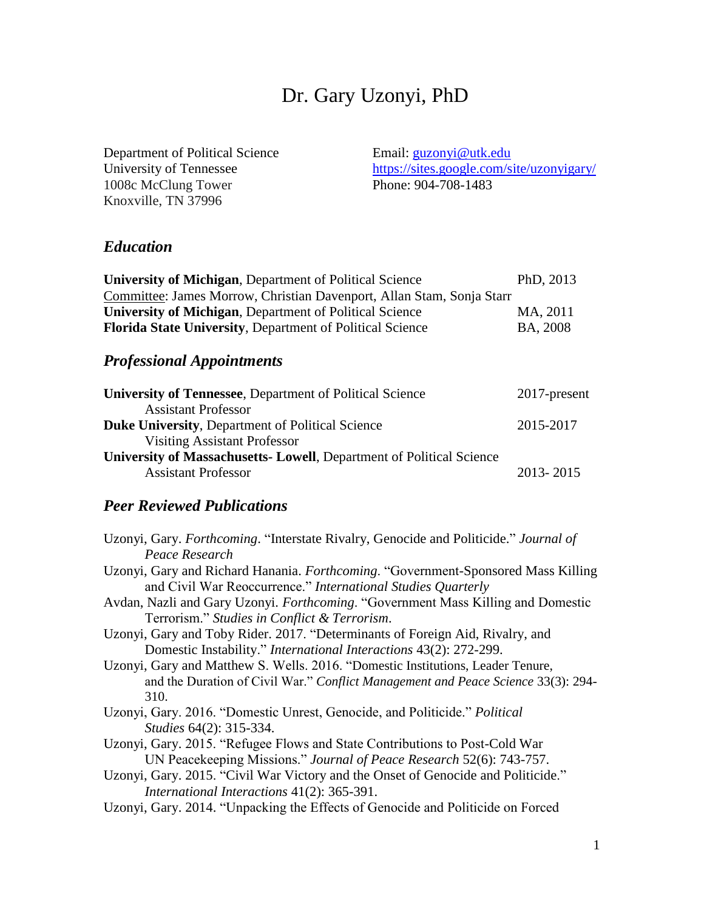# Dr. Gary Uzonyi, PhD

Department of Political Science
University of Tennessee
1008c McClung Tower
Knoxville, TN 37996

Email: guzonyi@utk.edu
https://sites.google.com/site/uzonyigary/
Phone: 904-708-1483

## *Education*

**University of Michigan**, Department of Political Science — PhD, 2013
Committee: James Morrow, Christian Davenport, Allan Stam, Sonja Starr

**University of Michigan**, Department of Political Science — MA, 2011

**Florida State University**, Department of Political Science — BA, 2008

## *Professional Appointments*

**University of Tennessee**, Department of Political Science — 2017-present
Assistant Professor

**Duke University**, Department of Political Science — 2015-2017
Visiting Assistant Professor

**University of Massachusetts- Lowell**, Department of Political Science — 2013- 2015
Assistant Professor

## *Peer Reviewed Publications*

Uzonyi, Gary. *Forthcoming*. "Interstate Rivalry, Genocide and Politicide." *Journal of Peace Research*

Uzonyi, Gary and Richard Hanania. *Forthcoming*. "Government-Sponsored Mass Killing and Civil War Reoccurrence." *International Studies Quarterly*

Avdan, Nazli and Gary Uzonyi. *Forthcoming*. "Government Mass Killing and Domestic Terrorism." *Studies in Conflict & Terrorism*.

Uzonyi, Gary and Toby Rider. 2017. "Determinants of Foreign Aid, Rivalry, and Domestic Instability." *International Interactions* 43(2): 272-299.

Uzonyi, Gary and Matthew S. Wells. 2016. "Domestic Institutions, Leader Tenure, and the Duration of Civil War." *Conflict Management and Peace Science* 33(3): 294-310.

Uzonyi, Gary. 2016. "Domestic Unrest, Genocide, and Politicide." *Political Studies* 64(2): 315-334.

Uzonyi, Gary. 2015. "Refugee Flows and State Contributions to Post-Cold War UN Peacekeeping Missions." *Journal of Peace Research* 52(6): 743-757.

Uzonyi, Gary. 2015. "Civil War Victory and the Onset of Genocide and Politicide." *International Interactions* 41(2): 365-391.

Uzonyi, Gary. 2014. "Unpacking the Effects of Genocide and Politicide on Forced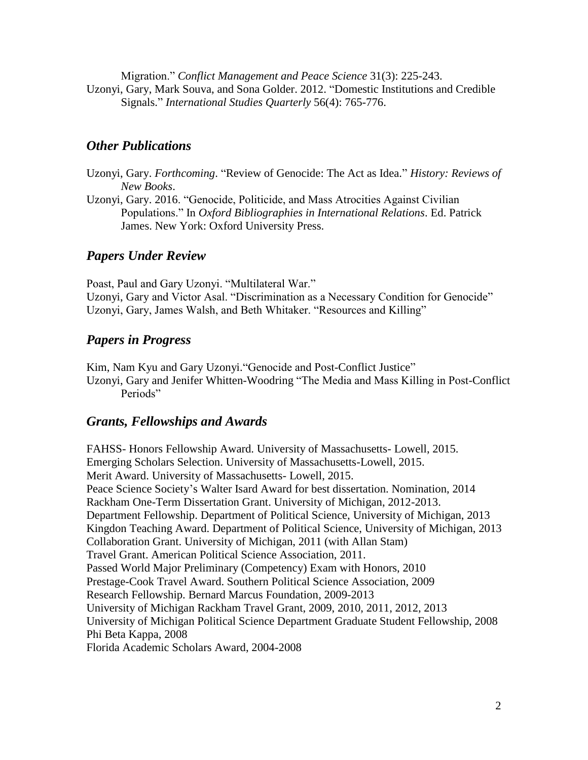Migration." *Conflict Management and Peace Science* 31(3): 225-243.

Uzonyi, Gary, Mark Souva, and Sona Golder. 2012. "Domestic Institutions and Credible Signals." *International Studies Quarterly* 56(4): 765-776.

## *Other Publications*

Uzonyi, Gary. *Forthcoming*. "Review of Genocide: The Act as Idea." *History: Reviews of New Books*.

Uzonyi, Gary. 2016. "Genocide, Politicide, and Mass Atrocities Against Civilian Populations." In *Oxford Bibliographies in International Relations*. Ed. Patrick James. New York: Oxford University Press.

## *Papers Under Review*

Poast, Paul and Gary Uzonyi. "Multilateral War."
Uzonyi, Gary and Victor Asal. "Discrimination as a Necessary Condition for Genocide"
Uzonyi, Gary, James Walsh, and Beth Whitaker. "Resources and Killing"

## *Papers in Progress*

Kim, Nam Kyu and Gary Uzonyi."Genocide and Post-Conflict Justice"
Uzonyi, Gary and Jenifer Whitten-Woodring "The Media and Mass Killing in Post-Conflict Periods"

## *Grants, Fellowships and Awards*

FAHSS- Honors Fellowship Award. University of Massachusetts- Lowell, 2015.
Emerging Scholars Selection. University of Massachusetts-Lowell, 2015.
Merit Award. University of Massachusetts- Lowell, 2015.
Peace Science Society's Walter Isard Award for best dissertation. Nomination, 2014
Rackham One-Term Dissertation Grant. University of Michigan, 2012-2013.
Department Fellowship. Department of Political Science, University of Michigan, 2013
Kingdon Teaching Award. Department of Political Science, University of Michigan, 2013
Collaboration Grant. University of Michigan, 2011 (with Allan Stam)
Travel Grant. American Political Science Association, 2011.
Passed World Major Preliminary (Competency) Exam with Honors, 2010
Prestage-Cook Travel Award. Southern Political Science Association, 2009
Research Fellowship. Bernard Marcus Foundation, 2009-2013
University of Michigan Rackham Travel Grant, 2009, 2010, 2011, 2012, 2013
University of Michigan Political Science Department Graduate Student Fellowship, 2008
Phi Beta Kappa, 2008
Florida Academic Scholars Award, 2004-2008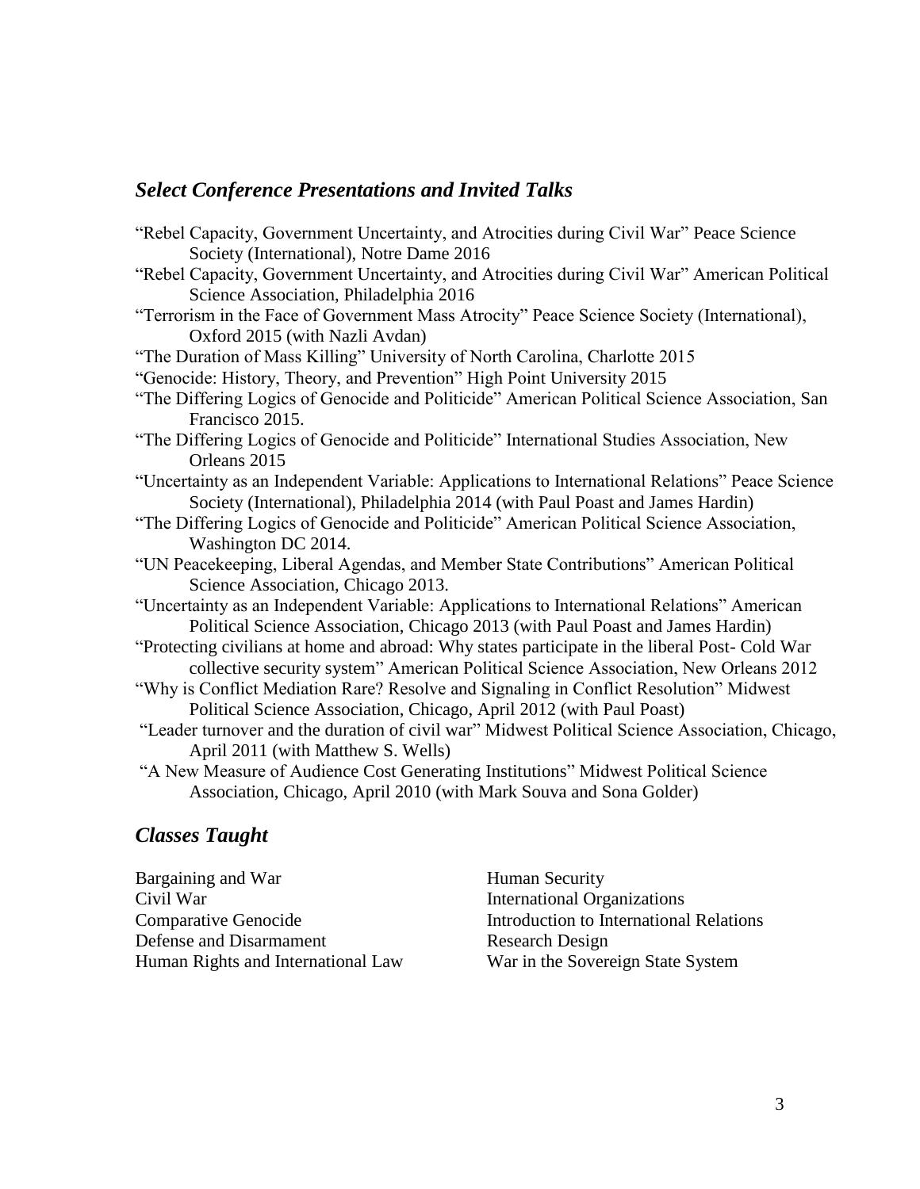## *Select Conference Presentations and Invited Talks*

- "Rebel Capacity, Government Uncertainty, and Atrocities during Civil War" Peace Science Society (International), Notre Dame 2016
- "Rebel Capacity, Government Uncertainty, and Atrocities during Civil War" American Political Science Association, Philadelphia 2016
- "Terrorism in the Face of Government Mass Atrocity" Peace Science Society (International), Oxford 2015 (with Nazli Avdan)
- "The Duration of Mass Killing" University of North Carolina, Charlotte 2015
- "Genocide: History, Theory, and Prevention" High Point University 2015
- "The Differing Logics of Genocide and Politicide" American Political Science Association, San Francisco 2015.
- "The Differing Logics of Genocide and Politicide" International Studies Association, New Orleans 2015
- "Uncertainty as an Independent Variable: Applications to International Relations" Peace Science Society (International), Philadelphia 2014 (with Paul Poast and James Hardin)
- "The Differing Logics of Genocide and Politicide" American Political Science Association, Washington DC 2014.
- "UN Peacekeeping, Liberal Agendas, and Member State Contributions" American Political Science Association, Chicago 2013.
- "Uncertainty as an Independent Variable: Applications to International Relations" American Political Science Association, Chicago 2013 (with Paul Poast and James Hardin)
- "Protecting civilians at home and abroad: Why states participate in the liberal Post- Cold War collective security system" American Political Science Association, New Orleans 2012
- "Why is Conflict Mediation Rare? Resolve and Signaling in Conflict Resolution" Midwest Political Science Association, Chicago, April 2012 (with Paul Poast)
- "Leader turnover and the duration of civil war" Midwest Political Science Association, Chicago, April 2011 (with Matthew S. Wells)
- "A New Measure of Audience Cost Generating Institutions" Midwest Political Science Association, Chicago, April 2010 (with Mark Souva and Sona Golder)

## *Classes Taught*

- Bargaining and War
- Civil War
- Comparative Genocide
- Defense and Disarmament
- Human Rights and International Law
- Human Security
- International Organizations
- Introduction to International Relations
- Research Design
- War in the Sovereign State System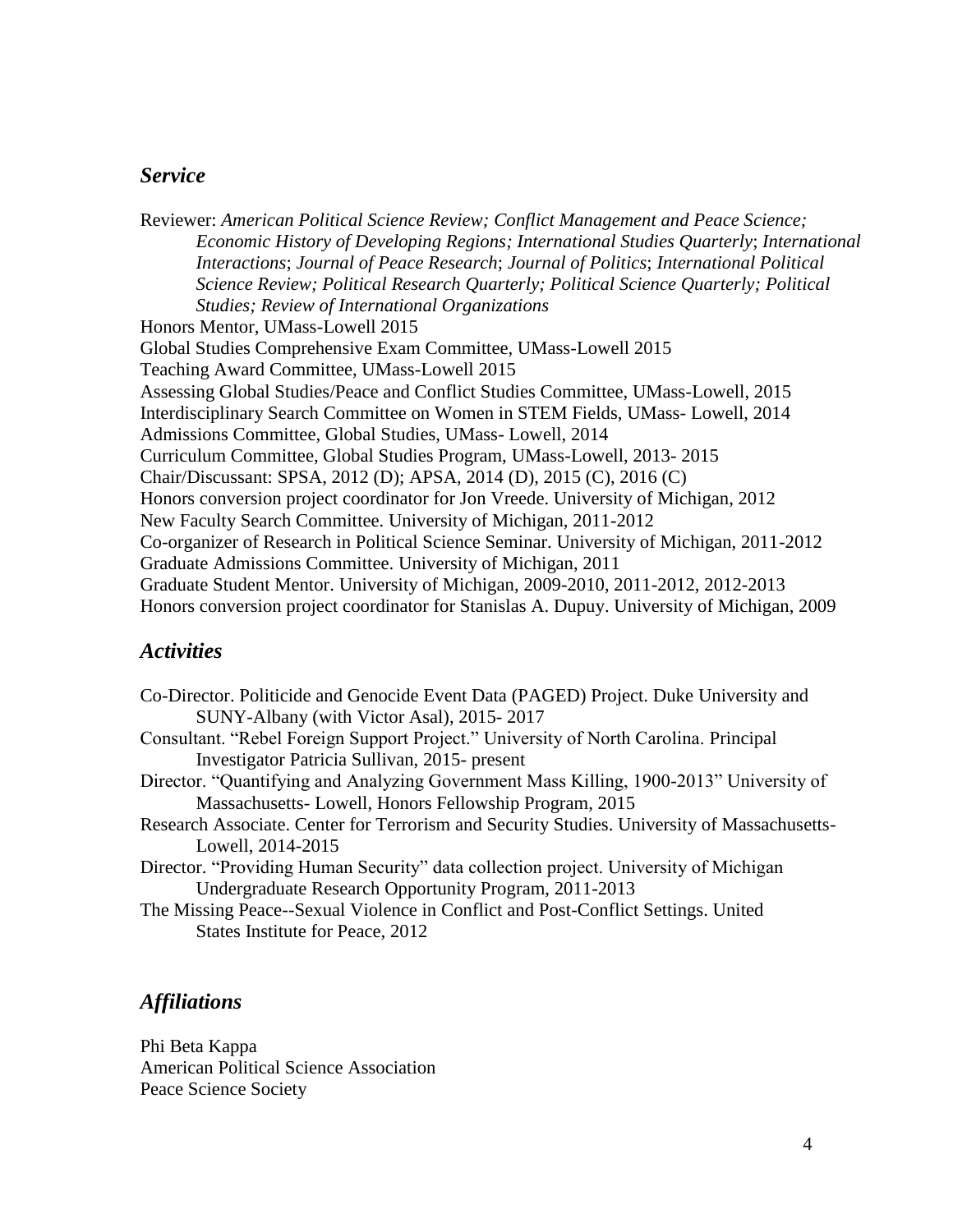## *Service*

Reviewer: *American Political Science Review; Conflict Management and Peace Science; Economic History of Developing Regions; International Studies Quarterly*; *International Interactions*; *Journal of Peace Research*; *Journal of Politics*; *International Political Science Review; Political Research Quarterly; Political Science Quarterly; Political Studies; Review of International Organizations*

Honors Mentor, UMass-Lowell 2015

Global Studies Comprehensive Exam Committee, UMass-Lowell 2015

Teaching Award Committee, UMass-Lowell 2015

Assessing Global Studies/Peace and Conflict Studies Committee, UMass-Lowell, 2015

Interdisciplinary Search Committee on Women in STEM Fields, UMass- Lowell, 2014

Admissions Committee, Global Studies, UMass- Lowell, 2014

Curriculum Committee, Global Studies Program, UMass-Lowell, 2013- 2015

Chair/Discussant: SPSA, 2012 (D); APSA, 2014 (D), 2015 (C), 2016 (C)

Honors conversion project coordinator for Jon Vreede. University of Michigan, 2012

New Faculty Search Committee. University of Michigan, 2011-2012

Co-organizer of Research in Political Science Seminar. University of Michigan, 2011-2012

Graduate Admissions Committee. University of Michigan, 2011

Graduate Student Mentor. University of Michigan, 2009-2010, 2011-2012, 2012-2013

Honors conversion project coordinator for Stanislas A. Dupuy. University of Michigan, 2009

## *Activities*

Co-Director. Politicide and Genocide Event Data (PAGED) Project. Duke University and SUNY-Albany (with Victor Asal), 2015- 2017

Consultant. "Rebel Foreign Support Project." University of North Carolina. Principal Investigator Patricia Sullivan, 2015- present

Director. "Quantifying and Analyzing Government Mass Killing, 1900-2013" University of Massachusetts- Lowell, Honors Fellowship Program, 2015

Research Associate. Center for Terrorism and Security Studies. University of Massachusetts-Lowell, 2014-2015

Director. "Providing Human Security" data collection project. University of Michigan Undergraduate Research Opportunity Program, 2011-2013

The Missing Peace--Sexual Violence in Conflict and Post-Conflict Settings. United States Institute for Peace, 2012

## *Affiliations*

Phi Beta Kappa

American Political Science Association

Peace Science Society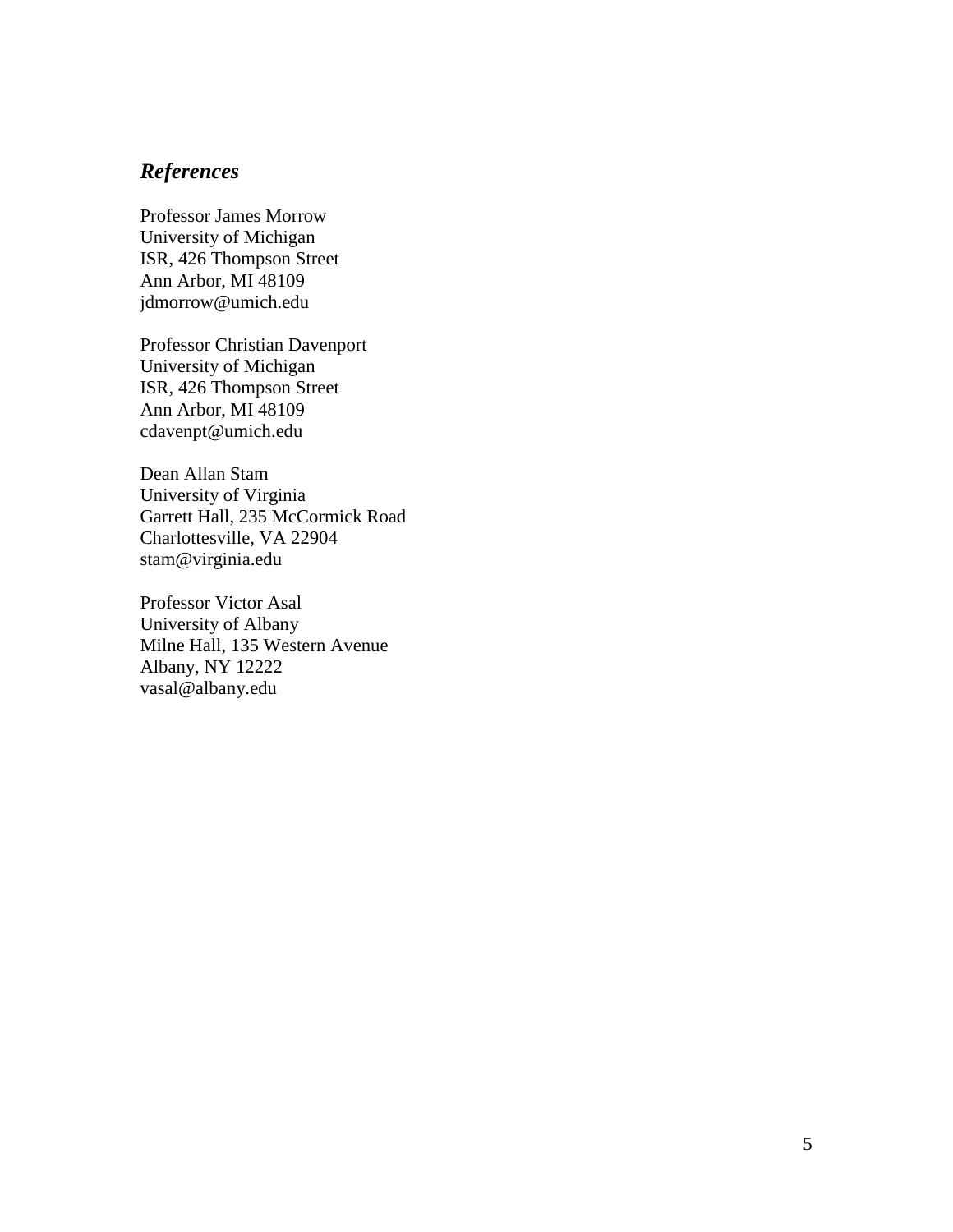## *References*

Professor James Morrow
University of Michigan
ISR, 426 Thompson Street
Ann Arbor, MI 48109
jdmorrow@umich.edu

Professor Christian Davenport
University of Michigan
ISR, 426 Thompson Street
Ann Arbor, MI 48109
cdavenpt@umich.edu

Dean Allan Stam
University of Virginia
Garrett Hall, 235 McCormick Road
Charlottesville, VA 22904
stam@virginia.edu

Professor Victor Asal
University of Albany
Milne Hall, 135 Western Avenue
Albany, NY 12222
vasal@albany.edu